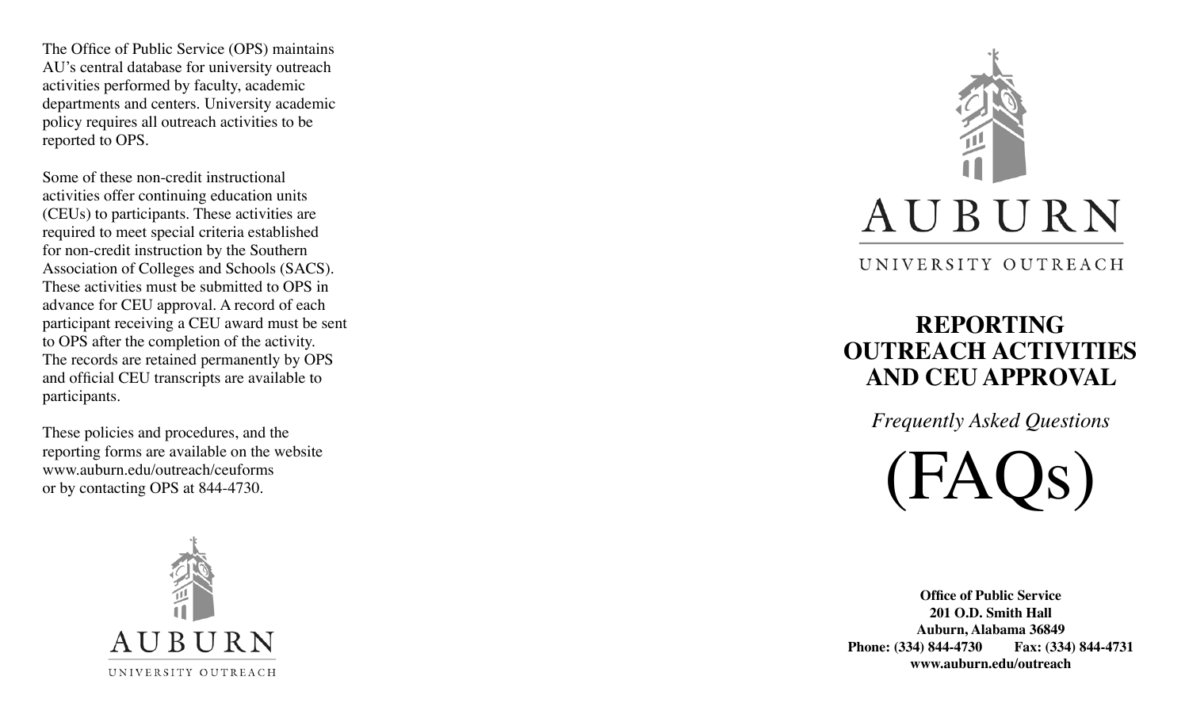The Office of Public Service (OPS) maintains AU's central database for university outreach activities performed by faculty, academic departments and centers. University academic policy requires all outreach activities to be reported to OPS.

Some of these non-credit instructional activities offer continuing education units (CEUs) to participants. These activities are required to meet special criteria established for non-credit instruction by the Southern Association of Colleges and Schools (SACS). These activities must be submitted to OPS in advance for CEU approval. A record of each participant receiving a CEU award must be sent to OPS after the completion of the activity. The records are retained permanently by OPS and official CEU transcripts are available to participants.

These policies and procedures, and the reporting forms are available on the website www.auburn.edu/outreach/ceuforms or by contacting OPS at 844-4730.

AUBURN

UNIVERSITY OUTREACH

AUBURN

UNIVERSITY OUTREACH

# REPORTING OUTREACH ACTIVITIES AND CEU APPROVAL

*Frequently Asked Questions*

# (FAQs)

**Office of Public Service**
**201 O.D. Smith Hall**
**Auburn, Alabama 36849**
**Phone: (334) 844-4730 Fax: (334) 844-4731**
**www.auburn.edu/outreach**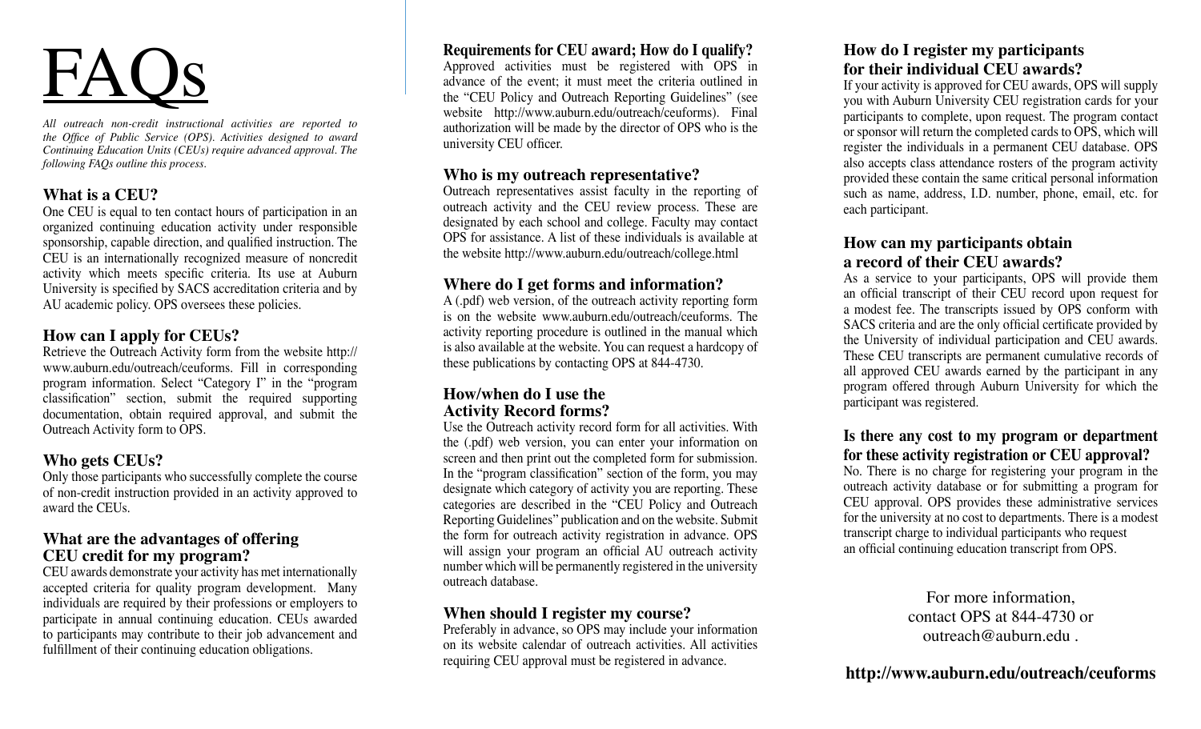# FAQs

*All outreach non-credit instructional activities are reported to the Office of Public Service (OPS). Activities designed to award Continuing Education Units (CEUs) require advanced approval. The following FAQs outline this process.*

### What is a CEU?

One CEU is equal to ten contact hours of participation in an organized continuing education activity under responsible sponsorship, capable direction, and qualified instruction. The CEU is an internationally recognized measure of noncredit activity which meets specific criteria. Its use at Auburn University is specified by SACS accreditation criteria and by AU academic policy. OPS oversees these policies.

### How can I apply for CEUs?

Retrieve the Outreach Activity form from the website http://www.auburn.edu/outreach/ceuforms. Fill in corresponding program information. Select "Category I" in the "program classification" section, submit the required supporting documentation, obtain required approval, and submit the Outreach Activity form to OPS.

### Who gets CEUs?

Only those participants who successfully complete the course of non-credit instruction provided in an activity approved to award the CEUs.

### What are the advantages of offering CEU credit for my program?

CEU awards demonstrate your activity has met internationally accepted criteria for quality program development. Many individuals are required by their professions or employers to participate in annual continuing education. CEUs awarded to participants may contribute to their job advancement and fulfillment of their continuing education obligations.

### Requirements for CEU award; How do I qualify?

Approved activities must be registered with OPS in advance of the event; it must meet the criteria outlined in the "CEU Policy and Outreach Reporting Guidelines" (see website http://www.auburn.edu/outreach/ceuforms). Final authorization will be made by the director of OPS who is the university CEU officer.

### Who is my outreach representative?

Outreach representatives assist faculty in the reporting of outreach activity and the CEU review process. These are designated by each school and college. Faculty may contact OPS for assistance. A list of these individuals is available at the website http://www.auburn.edu/outreach/college.html

### Where do I get forms and information?

A (.pdf) web version, of the outreach activity reporting form is on the website www.auburn.edu/outreach/ceuforms. The activity reporting procedure is outlined in the manual which is also available at the website. You can request a hardcopy of these publications by contacting OPS at 844-4730.

### How/when do I use the Activity Record forms?

Use the Outreach activity record form for all activities. With the (.pdf) web version, you can enter your information on screen and then print out the completed form for submission. In the "program classification" section of the form, you may designate which category of activity you are reporting. These categories are described in the "CEU Policy and Outreach Reporting Guidelines" publication and on the website. Submit the form for outreach activity registration in advance. OPS will assign your program an official AU outreach activity number which will be permanently registered in the university outreach database.

### When should I register my course?

Preferably in advance, so OPS may include your information on its website calendar of outreach activities. All activities requiring CEU approval must be registered in advance.

### How do I register my participants for their individual CEU awards?

If your activity is approved for CEU awards, OPS will supply you with Auburn University CEU registration cards for your participants to complete, upon request. The program contact or sponsor will return the completed cards to OPS, which will register the individuals in a permanent CEU database. OPS also accepts class attendance rosters of the program activity provided these contain the same critical personal information such as name, address, I.D. number, phone, email, etc. for each participant.

### How can my participants obtain a record of their CEU awards?

As a service to your participants, OPS will provide them an official transcript of their CEU record upon request for a modest fee. The transcripts issued by OPS conform with SACS criteria and are the only official certificate provided by the University of individual participation and CEU awards. These CEU transcripts are permanent cumulative records of all approved CEU awards earned by the participant in any program offered through Auburn University for which the participant was registered.

### Is there any cost to my program or department for these activity registration or CEU approval?

No. There is no charge for registering your program in the outreach activity database or for submitting a program for CEU approval. OPS provides these administrative services for the university at no cost to departments. There is a modest transcript charge to individual participants who request an official continuing education transcript from OPS.

For more information, contact OPS at 844-4730 or outreach@auburn.edu .

**http://www.auburn.edu/outreach/ceuforms**